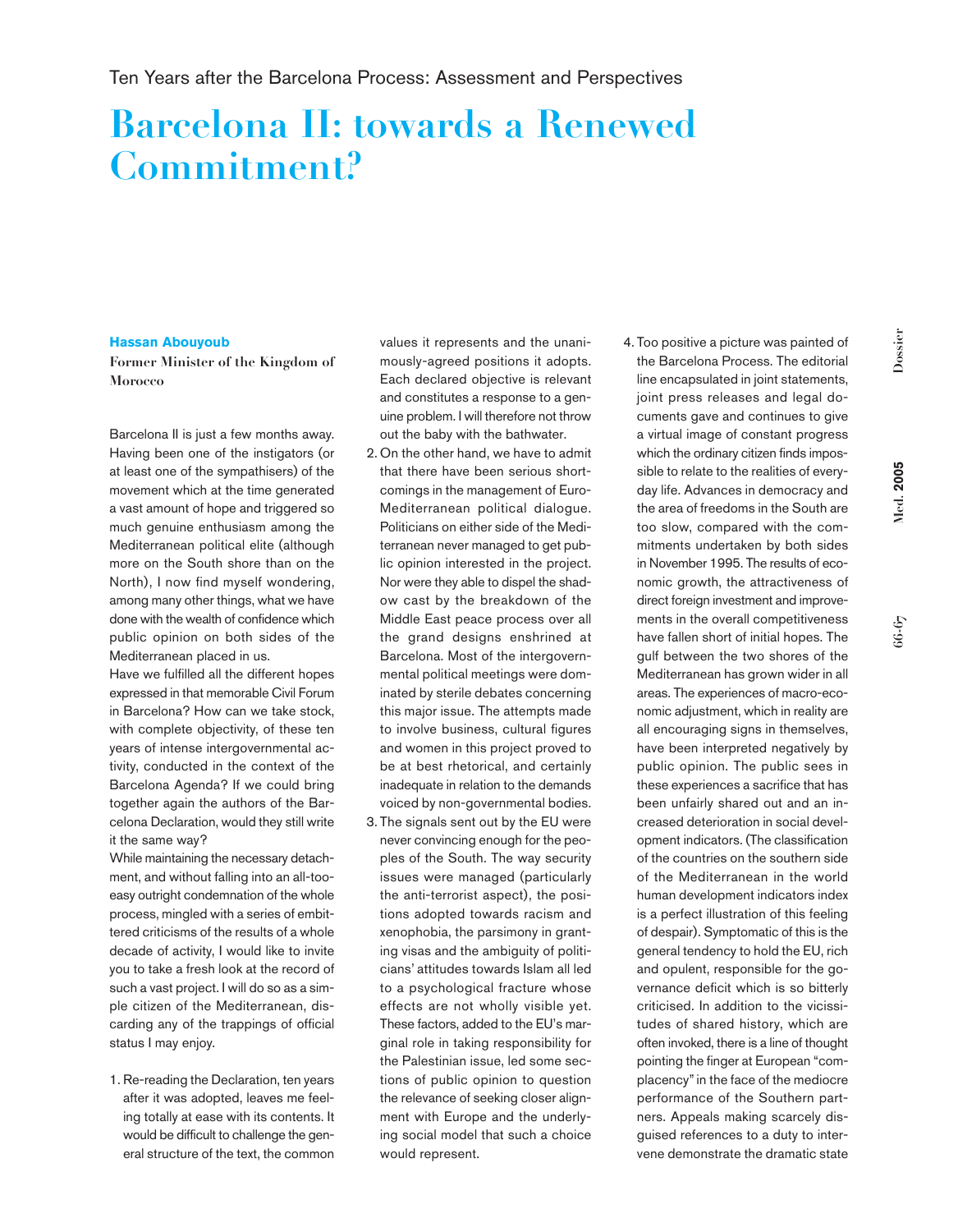Ten Years after the Barcelona Process: Assessment and Perspectives

# Barcelona II: towards a Renewed Commitment?

**Hassan Abouyoub**

**Former Minister of the Kingdom of Morocco**

Barcelona II is just a few months away. Having been one of the instigators (or at least one of the sympathisers) of the movement which at the time generated a vast amount of hope and triggered so much genuine enthusiasm among the Mediterranean political elite (although more on the South shore than on the North), I now find myself wondering, among many other things, what we have done with the wealth of confidence which public opinion on both sides of the Mediterranean placed in us.

Have we fulfilled all the different hopes expressed in that memorable Civil Forum in Barcelona? How can we take stock, with complete objectivity, of these ten years of intense intergovernmental activity, conducted in the context of the Barcelona Agenda? If we could bring together again the authors of the Barcelona Declaration, would they still write it the same way?

While maintaining the necessary detachment, and without falling into an all-too-easy outright condemnation of the whole process, mingled with a series of embittered criticisms of the results of a whole decade of activity, I would like to invite you to take a fresh look at the record of such a vast project. I will do so as a simple citizen of the Mediterranean, discarding any of the trappings of official status I may enjoy.

1. Re-reading the Declaration, ten years after it was adopted, leaves me feeling totally at ease with its contents. It would be difficult to challenge the general structure of the text, the common values it represents and the unanimously-agreed positions it adopts. Each declared objective is relevant and constitutes a response to a genuine problem. I will therefore not throw out the baby with the bathwater.
2. On the other hand, we have to admit that there have been serious shortcomings in the management of Euro-Mediterranean political dialogue. Politicians on either side of the Mediterranean never managed to get public opinion interested in the project. Nor were they able to dispel the shadow cast by the breakdown of the Middle East peace process over all the grand designs enshrined at Barcelona. Most of the intergovernmental political meetings were dominated by sterile debates concerning this major issue. The attempts made to involve business, cultural figures and women in this project proved to be at best rhetorical, and certainly inadequate in relation to the demands voiced by non-governmental bodies.
3. The signals sent out by the EU were never convincing enough for the peoples of the South. The way security issues were managed (particularly the anti-terrorist aspect), the positions adopted towards racism and xenophobia, the parsimony in granting visas and the ambiguity of politicians' attitudes towards Islam all led to a psychological fracture whose effects are not wholly visible yet. These factors, added to the EU's marginal role in taking responsibility for the Palestinian issue, led some sections of public opinion to question the relevance of seeking closer alignment with Europe and the underlying social model that such a choice would represent.
4. Too positive a picture was painted of the Barcelona Process. The editorial line encapsulated in joint statements, joint press releases and legal documents gave and continues to give a virtual image of constant progress which the ordinary citizen finds impossible to relate to the realities of everyday life. Advances in democracy and the area of freedoms in the South are too slow, compared with the commitments undertaken by both sides in November 1995. The results of economic growth, the attractiveness of direct foreign investment and improvements in the overall competitiveness have fallen short of initial hopes. The gulf between the two shores of the Mediterranean has grown wider in all areas. The experiences of macro-economic adjustment, which in reality are all encouraging signs in themselves, have been interpreted negatively by public opinion. The public sees in these experiences a sacrifice that has been unfairly shared out and an increased deterioration in social development indicators. (The classification of the countries on the southern side of the Mediterranean in the world human development indicators index is a perfect illustration of this feeling of despair). Symptomatic of this is the general tendency to hold the EU, rich and opulent, responsible for the governance deficit which is so bitterly criticised. In addition to the vicissitudes of shared history, which are often invoked, there is a line of thought pointing the finger at European "complacency" in the face of the mediocre performance of the Southern partners. Appeals making scarcely disguised references to a duty to intervene demonstrate the dramatic state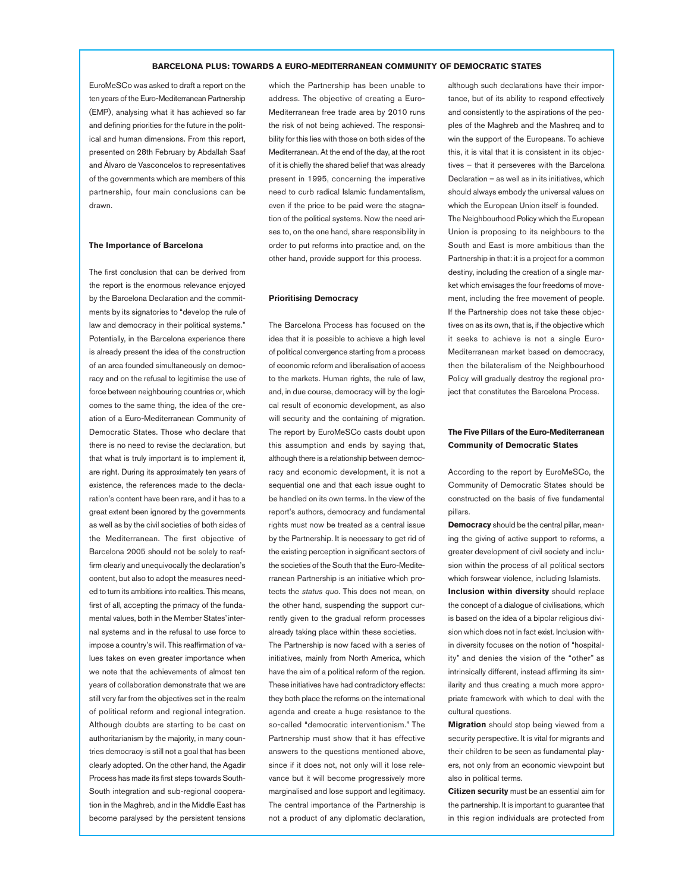## BARCELONA PLUS: TOWARDS A EURO-MEDITERRANEAN COMMUNITY OF DEMOCRATIC STATES

EuroMeSCo was asked to draft a report on the ten years of the Euro-Mediterranean Partnership (EMP), analysing what it has achieved so far and defining priorities for the future in the political and human dimensions. From this report, presented on 28th February by Abdallah Saaf and Álvaro de Vasconcelos to representatives of the governments which are members of this partnership, four main conclusions can be drawn.

### The Importance of Barcelona

The first conclusion that can be derived from the report is the enormous relevance enjoyed by the Barcelona Declaration and the commitments by its signatories to "develop the rule of law and democracy in their political systems." Potentially, in the Barcelona experience there is already present the idea of the construction of an area founded simultaneously on democracy and on the refusal to legitimise the use of force between neighbouring countries or, which comes to the same thing, the idea of the creation of a Euro-Mediterranean Community of Democratic States. Those who declare that there is no need to revise the declaration, but that what is truly important is to implement it, are right. During its approximately ten years of existence, the references made to the declaration's content have been rare, and it has to a great extent been ignored by the governments as well as by the civil societies of both sides of the Mediterranean. The first objective of Barcelona 2005 should not be solely to reaffirm clearly and unequivocally the declaration's content, but also to adopt the measures needed to turn its ambitions into realities. This means, first of all, accepting the primacy of the fundamental values, both in the Member States' internal systems and in the refusal to use force to impose a country's will. This reaffirmation of values takes on even greater importance when we note that the achievements of almost ten years of collaboration demonstrate that we are still very far from the objectives set in the realm of political reform and regional integration. Although doubts are starting to be cast on authoritarianism by the majority, in many countries democracy is still not a goal that has been clearly adopted. On the other hand, the Agadir Process has made its first steps towards South-South integration and sub-regional cooperation in the Maghreb, and in the Middle East has become paralysed by the persistent tensions which the Partnership has been unable to address. The objective of creating a Euro-Mediterranean free trade area by 2010 runs the risk of not being achieved. The responsibility for this lies with those on both sides of the Mediterranean. At the end of the day, at the root of it is chiefly the shared belief that was already present in 1995, concerning the imperative need to curb radical Islamic fundamentalism, even if the price to be paid were the stagnation of the political systems. Now the need arises to, on the one hand, share responsibility in order to put reforms into practice and, on the other hand, provide support for this process.

### Prioritising Democracy

The Barcelona Process has focused on the idea that it is possible to achieve a high level of political convergence starting from a process of economic reform and liberalisation of access to the markets. Human rights, the rule of law, and, in due course, democracy will by the logical result of economic development, as also will security and the containing of migration. The report by EuroMeSCo casts doubt upon this assumption and ends by saying that, although there is a relationship between democracy and economic development, it is not a sequential one and that each issue ought to be handled on its own terms. In the view of the report's authors, democracy and fundamental rights must now be treated as a central issue by the Partnership. It is necessary to get rid of the existing perception in significant sectors of the societies of the South that the Euro-Mediterranean Partnership is an initiative which protects the *status quo*. This does not mean, on the other hand, suspending the support currently given to the gradual reform processes already taking place within these societies.

The Partnership is now faced with a series of initiatives, mainly from North America, which have the aim of a political reform of the region. These initiatives have had contradictory effects: they both place the reforms on the international agenda and create a huge resistance to the so-called "democratic interventionism." The Partnership must show that it has effective answers to the questions mentioned above, since if it does not, not only will it lose relevance but it will become progressively more marginalised and lose support and legitimacy. The central importance of the Partnership is not a product of any diplomatic declaration, although such declarations have their importance, but of its ability to respond effectively and consistently to the aspirations of the peoples of the Maghreb and the Mashreq and to win the support of the Europeans. To achieve this, it is vital that it is consistent in its objectives – that it perseveres with the Barcelona Declaration – as well as in its initiatives, which should always embody the universal values on which the European Union itself is founded.

The Neighbourhood Policy which the European Union is proposing to its neighbours to the South and East is more ambitious than the Partnership in that: it is a project for a common destiny, including the creation of a single market which envisages the four freedoms of movement, including the free movement of people. If the Partnership does not take these objectives on as its own, that is, if the objective which it seeks to achieve is not a single Euro-Mediterranean market based on democracy, then the bilateralism of the Neighbourhood Policy will gradually destroy the regional project that constitutes the Barcelona Process.

### The Five Pillars of the Euro-Mediterranean Community of Democratic States

According to the report by EuroMeSCo, the Community of Democratic States should be constructed on the basis of five fundamental pillars.

**Democracy** should be the central pillar, meaning the giving of active support to reforms, a greater development of civil society and inclusion within the process of all political sectors which forswear violence, including Islamists.

**Inclusion within diversity** should replace the concept of a dialogue of civilisations, which is based on the idea of a bipolar religious division which does not in fact exist. Inclusion within diversity focuses on the notion of "hospitality" and denies the vision of the "other" as intrinsically different, instead affirming its similarity and thus creating a much more appropriate framework with which to deal with the cultural questions.

**Migration** should stop being viewed from a security perspective. It is vital for migrants and their children to be seen as fundamental players, not only from an economic viewpoint but also in political terms.

**Citizen security** must be an essential aim for the partnership. It is important to guarantee that in this region individuals are protected from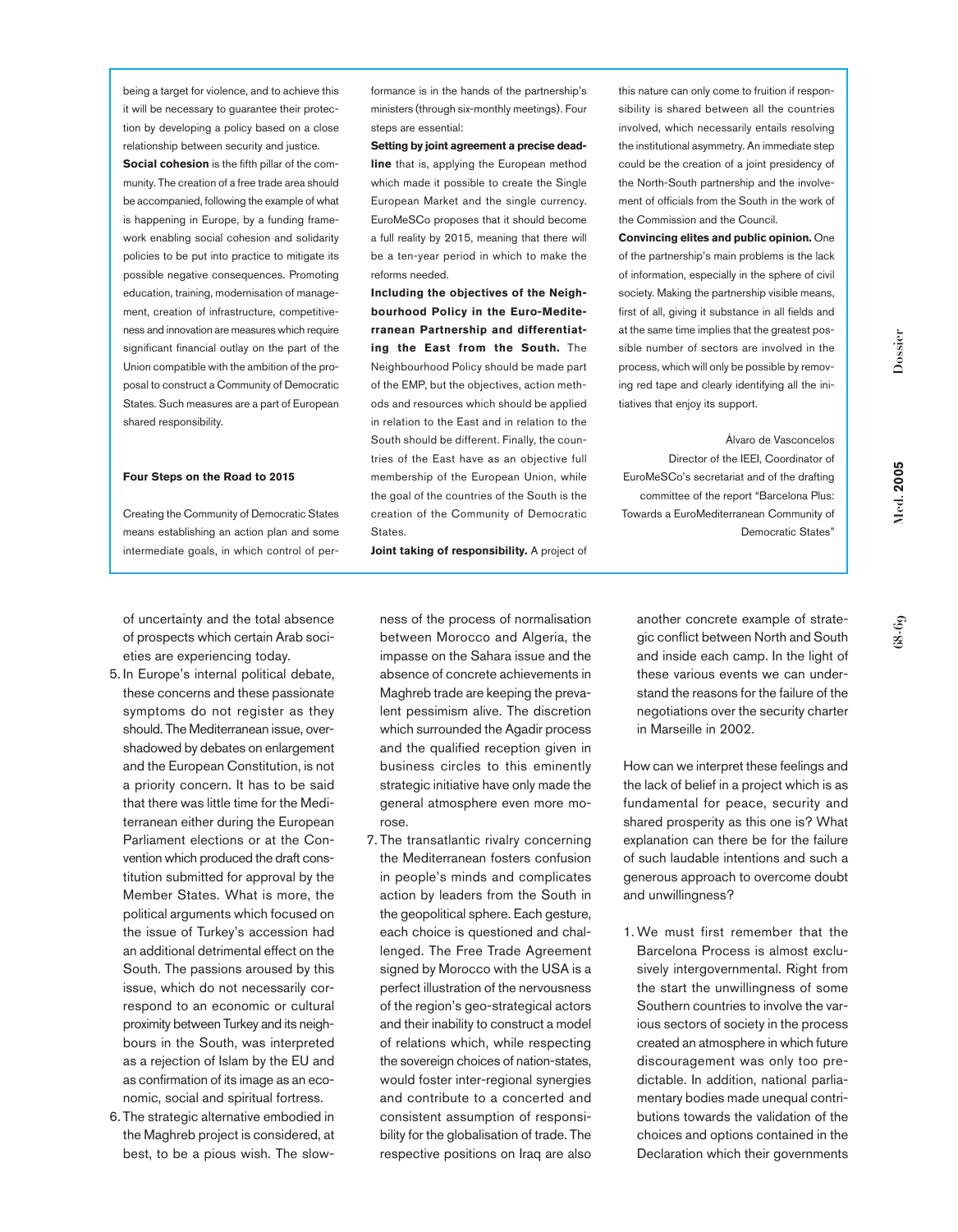being a target for violence, and to achieve this it will be necessary to guarantee their protection by developing a policy based on a close relationship between security and justice.

**Social cohesion** is the fifth pillar of the community. The creation of a free trade area should be accompanied, following the example of what is happening in Europe, by a funding framework enabling social cohesion and solidarity policies to be put into practice to mitigate its possible negative consequences. Promoting education, training, modernisation of management, creation of infrastructure, competitiveness and innovation are measures which require significant financial outlay on the part of the Union compatible with the ambition of the proposal to construct a Community of Democratic States. Such measures are a part of European shared responsibility.

### Four Steps on the Road to 2015

Creating the Community of Democratic States means establishing an action plan and some intermediate goals, in which control of performance is in the hands of the partnership's ministers (through six-monthly meetings). Four steps are essential:

**Setting by joint agreement a precise deadline** that is, applying the European method which made it possible to create the Single European Market and the single currency. EuroMeSCo proposes that it should become a full reality by 2015, meaning that there will be a ten-year period in which to make the reforms needed.

**Including the objectives of the Neighbourhood Policy in the Euro-Mediterranean Partnership and differentiating the East from the South.** The Neighbourhood Policy should be made part of the EMP, but the objectives, action methods and resources which should be applied in relation to the East and in relation to the South should be different. Finally, the countries of the East have as an objective full membership of the European Union, while the goal of the countries of the South is the creation of the Community of Democratic States.

**Joint taking of responsibility.** A project of this nature can only come to fruition if responsibility is shared between all the countries involved, which necessarily entails resolving the institutional asymmetry. An immediate step could be the creation of a joint presidency of the North-South partnership and the involvement of officials from the South in the work of the Commission and the Council.

**Convincing elites and public opinion.** One of the partnership's main problems is the lack of information, especially in the sphere of civil society. Making the partnership visible means, first of all, giving it substance in all fields and at the same time implies that the greatest possible number of sectors are involved in the process, which will only be possible by removing red tape and clearly identifying all the initiatives that enjoy its support.

Álvaro de Vasconcelos
Director of the IEEI, Coordinator of EuroMeSCo's secretariat and of the drafting committee of the report "Barcelona Plus: Towards a EuroMediterranean Community of Democratic States"

---

of uncertainty and the total absence of prospects which certain Arab societies are experiencing today.

5. In Europe's internal political debate, these concerns and these passionate symptoms do not register as they should. The Mediterranean issue, overshadowed by debates on enlargement and the European Constitution, is not a priority concern. It has to be said that there was little time for the Mediterranean either during the European Parliament elections or at the Convention which produced the draft constitution submitted for approval by the Member States. What is more, the political arguments which focused on the issue of Turkey's accession had an additional detrimental effect on the South. The passions aroused by this issue, which do not necessarily correspond to an economic or cultural proximity between Turkey and its neighbours in the South, was interpreted as a rejection of Islam by the EU and as confirmation of its image as an economic, social and spiritual fortress.
6. The strategic alternative embodied in the Maghreb project is considered, at best, to be a pious wish. The slowness of the process of normalisation between Morocco and Algeria, the impasse on the Sahara issue and the absence of concrete achievements in Maghreb trade are keeping the prevalent pessimism alive. The discretion which surrounded the Agadir process and the qualified reception given in business circles to this eminently strategic initiative have only made the general atmosphere even more morose.
7. The transatlantic rivalry concerning the Mediterranean fosters confusion in people's minds and complicates action by leaders from the South in the geopolitical sphere. Each gesture, each choice is questioned and challenged. The Free Trade Agreement signed by Morocco with the USA is a perfect illustration of the nervousness of the region's geo-strategical actors and their inability to construct a model of relations which, while respecting the sovereign choices of nation-states, would foster inter-regional synergies and contribute to a concerted and consistent assumption of responsibility for the globalisation of trade. The respective positions on Iraq are also another concrete example of strategic conflict between North and South and inside each camp. In the light of these various events we can understand the reasons for the failure of the negotiations over the security charter in Marseille in 2002.

How can we interpret these feelings and the lack of belief in a project which is as fundamental for peace, security and shared prosperity as this one is? What explanation can there be for the failure of such laudable intentions and such a generous approach to overcome doubt and unwillingness?

1. We must first remember that the Barcelona Process is almost exclusively intergovernmental. Right from the start the unwillingness of some Southern countries to involve the various sectors of society in the process created an atmosphere in which future discouragement was only too predictable. In addition, national parliamentary bodies made unequal contributions towards the validation of the choices and options contained in the Declaration which their governments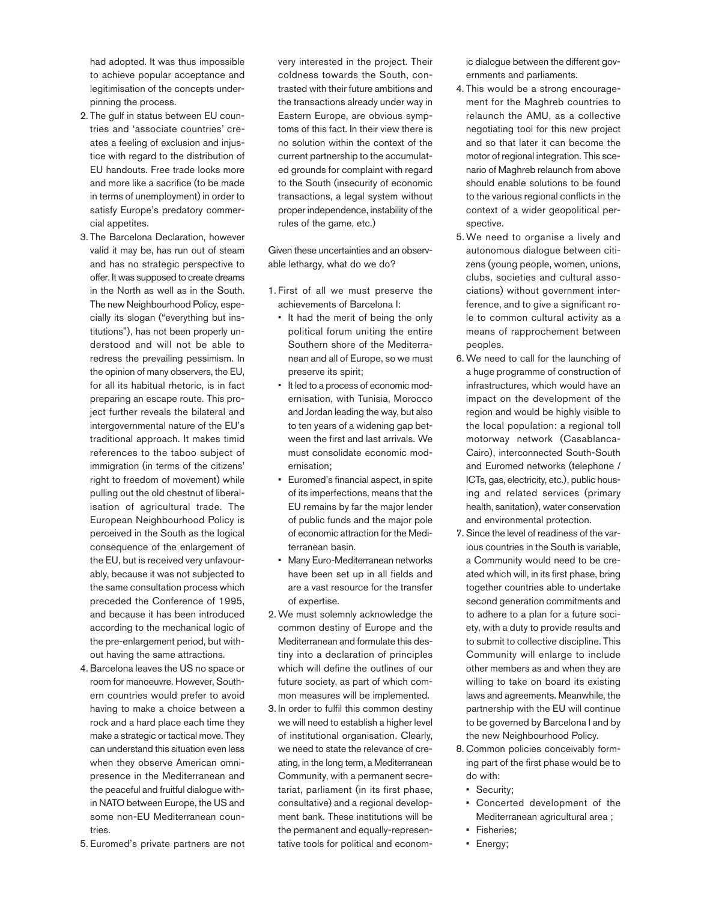had adopted. It was thus impossible to achieve popular acceptance and legitimisation of the concepts underpinning the process.

2. The gulf in status between EU countries and 'associate countries' creates a feeling of exclusion and injustice with regard to the distribution of EU handouts. Free trade looks more and more like a sacrifice (to be made in terms of unemployment) in order to satisfy Europe's predatory commercial appetites.
3. The Barcelona Declaration, however valid it may be, has run out of steam and has no strategic perspective to offer. It was supposed to create dreams in the North as well as in the South. The new Neighbourhood Policy, especially its slogan ("everything but institutions"), has not been properly understood and will not be able to redress the prevailing pessimism. In the opinion of many observers, the EU, for all its habitual rhetoric, is in fact preparing an escape route. This project further reveals the bilateral and intergovernmental nature of the EU's traditional approach. It makes timid references to the taboo subject of immigration (in terms of the citizens' right to freedom of movement) while pulling out the old chestnut of liberalisation of agricultural trade. The European Neighbourhood Policy is perceived in the South as the logical consequence of the enlargement of the EU, but is received very unfavourably, because it was not subjected to the same consultation process which preceded the Conference of 1995, and because it has been introduced according to the mechanical logic of the pre-enlargement period, but without having the same attractions.
4. Barcelona leaves the US no space or room for manoeuvre. However, Southern countries would prefer to avoid having to make a choice between a rock and a hard place each time they make a strategic or tactical move. They can understand this situation even less when they observe American omnipresence in the Mediterranean and the peaceful and fruitful dialogue within NATO between Europe, the US and some non-EU Mediterranean countries.
5. Euromed's private partners are not very interested in the project. Their coldness towards the South, contrasted with their future ambitions and the transactions already under way in Eastern Europe, are obvious symptoms of this fact. In their view there is no solution within the context of the current partnership to the accumulated grounds for complaint with regard to the South (insecurity of economic transactions, a legal system without proper independence, instability of the rules of the game, etc.)

Given these uncertainties and an observable lethargy, what do we do?

1. First of all we must preserve the achievements of Barcelona I:
   - It had the merit of being the only political forum uniting the entire Southern shore of the Mediterranean and all of Europe, so we must preserve its spirit;
   - It led to a process of economic modernisation, with Tunisia, Morocco and Jordan leading the way, but also to ten years of a widening gap between the first and last arrivals. We must consolidate economic modernisation;
   - Euromed's financial aspect, in spite of its imperfections, means that the EU remains by far the major lender of public funds and the major pole of economic attraction for the Mediterranean basin.
   - Many Euro-Mediterranean networks have been set up in all fields and are a vast resource for the transfer of expertise.
2. We must solemnly acknowledge the common destiny of Europe and the Mediterranean and formulate this destiny into a declaration of principles which will define the outlines of our future society, as part of which common measures will be implemented.
3. In order to fulfil this common destiny we will need to establish a higher level of institutional organisation. Clearly, we need to state the relevance of creating, in the long term, a Mediterranean Community, with a permanent secretariat, parliament (in its first phase, consultative) and a regional development bank. These institutions will be the permanent and equally-representative tools for political and economic dialogue between the different governments and parliaments.
4. This would be a strong encouragement for the Maghreb countries to relaunch the AMU, as a collective negotiating tool for this new project and so that later it can become the motor of regional integration. This scenario of Maghreb relaunch from above should enable solutions to be found to the various regional conflicts in the context of a wider geopolitical perspective.
5. We need to organise a lively and autonomous dialogue between citizens (young people, women, unions, clubs, societies and cultural associations) without government interference, and to give a significant role to common cultural activity as a means of rapprochement between peoples.
6. We need to call for the launching of a huge programme of construction of infrastructures, which would have an impact on the development of the region and would be highly visible to the local population: a regional toll motorway network (Casablanca-Cairo), interconnected South-South and Euromed networks (telephone / ICTs, gas, electricity, etc.), public housing and related services (primary health, sanitation), water conservation and environmental protection.
7. Since the level of readiness of the various countries in the South is variable, a Community would need to be created which will, in its first phase, bring together countries able to undertake second generation commitments and to adhere to a plan for a future society, with a duty to provide results and to submit to collective discipline. This Community will enlarge to include other members as and when they are willing to take on board its existing laws and agreements. Meanwhile, the partnership with the EU will continue to be governed by Barcelona I and by the new Neighbourhood Policy.
8. Common policies conceivably forming part of the first phase would be to do with:
   - Security;
   - Concerted development of the Mediterranean agricultural area ;
   - Fisheries;
   - Energy;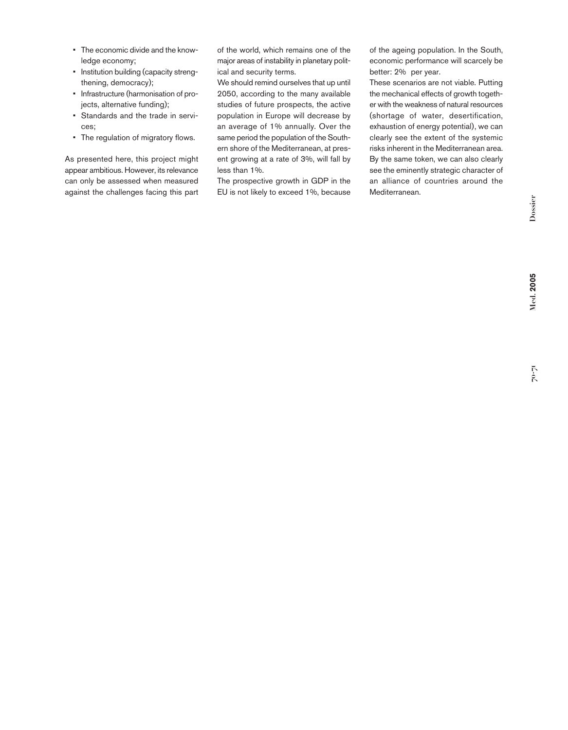- The economic divide and the knowledge economy;
- Institution building (capacity strengthening, democracy);
- Infrastructure (harmonisation of projects, alternative funding);
- Standards and the trade in services;
- The regulation of migratory flows.

As presented here, this project might appear ambitious. However, its relevance can only be assessed when measured against the challenges facing this part of the world, which remains one of the major areas of instability in planetary political and security terms.

We should remind ourselves that up until 2050, according to the many available studies of future prospects, the active population in Europe will decrease by an average of 1% annually. Over the same period the population of the Southern shore of the Mediterranean, at present growing at a rate of 3%, will fall by less than 1%.

The prospective growth in GDP in the EU is not likely to exceed 1%, because of the ageing population. In the South, economic performance will scarcely be better: 2% per year.

These scenarios are not viable. Putting the mechanical effects of growth together with the weakness of natural resources (shortage of water, desertification, exhaustion of energy potential), we can clearly see the extent of the systemic risks inherent in the Mediterranean area. By the same token, we can also clearly see the eminently strategic character of an alliance of countries around the Mediterranean.